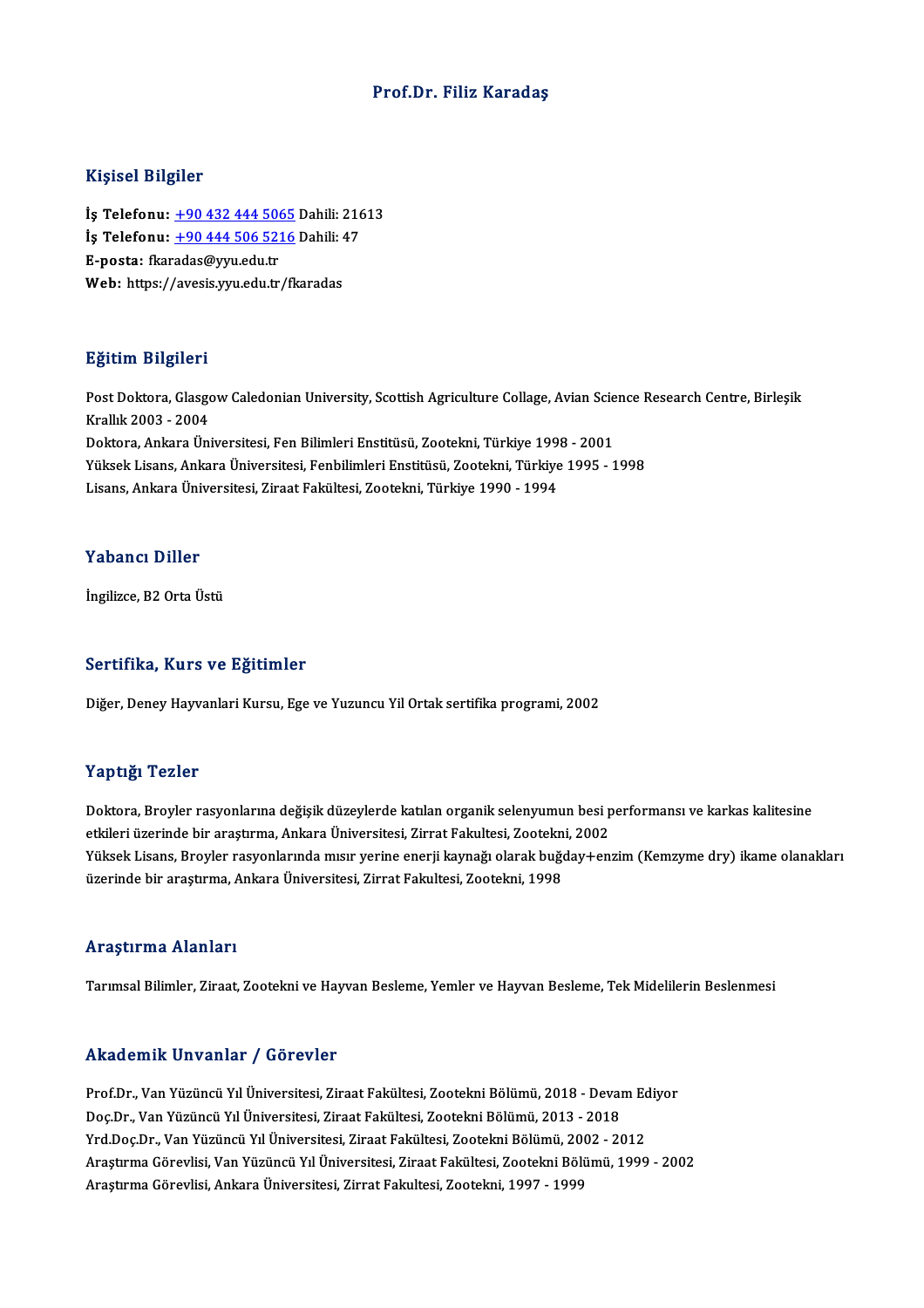# Prof.Dr. Filiz Karadaş

## Kişisel Bilgiler

**İş Telefonu:** +90 432 444 5065 Dahili: 21613
**İş Telefonu:** +90 444 506 5216 Dahili: 47
**E-posta:** fkaradas@yyu.edu.tr
**Web:** https://avesis.yyu.edu.tr/fkaradas

## Eğitim Bilgileri

Post Doktora, Glasgow Caledonian University, Scottish Agriculture Collage, Avian Science Research Centre, Birleşik Krallık 2003 - 2004
Doktora, Ankara Üniversitesi, Fen Bilimleri Enstitüsü, Zootekni, Türkiye 1998 - 2001
Yüksek Lisans, Ankara Üniversitesi, Fenbilimleri Enstitüsü, Zootekni, Türkiye 1995 - 1998
Lisans, Ankara Üniversitesi, Ziraat Fakültesi, Zootekni, Türkiye 1990 - 1994

## Yabancı Diller

İngilizce, B2 Orta Üstü

## Sertifika, Kurs ve Eğitimler

Diğer, Deney Hayvanlari Kursu, Ege ve Yuzuncu Yil Ortak sertifika programi, 2002

## Yaptığı Tezler

Doktora, Broyler rasyonlarına değişik düzeylerde katılan organik selenyumun besi performansı ve karkas kalitesine etkileri üzerinde bir araştırma, Ankara Üniversitesi, Zirrat Fakultesi, Zootekni, 2002
Yüksek Lisans, Broyler rasyonlarında mısır yerine enerji kaynağı olarak buğday+enzim (Kemzyme dry) ikame olanakları üzerinde bir araştırma, Ankara Üniversitesi, Zirrat Fakultesi, Zootekni, 1998

## Araştırma Alanları

Tarımsal Bilimler, Ziraat, Zootekni ve Hayvan Besleme, Yemler ve Hayvan Besleme, Tek Midelilerin Beslenmesi

## Akademik Unvanlar / Görevler

Prof.Dr., Van Yüzüncü Yıl Üniversitesi, Ziraat Fakültesi, Zootekni Bölümü, 2018 - Devam Ediyor
Doç.Dr., Van Yüzüncü Yıl Üniversitesi, Ziraat Fakültesi, Zootekni Bölümü, 2013 - 2018
Yrd.Doç.Dr., Van Yüzüncü Yıl Üniversitesi, Ziraat Fakültesi, Zootekni Bölümü, 2002 - 2012
Araştırma Görevlisi, Van Yüzüncü Yıl Üniversitesi, Ziraat Fakültesi, Zootekni Bölümü, 1999 - 2002
Araştırma Görevlisi, Ankara Üniversitesi, Zirrat Fakultesi, Zootekni, 1997 - 1999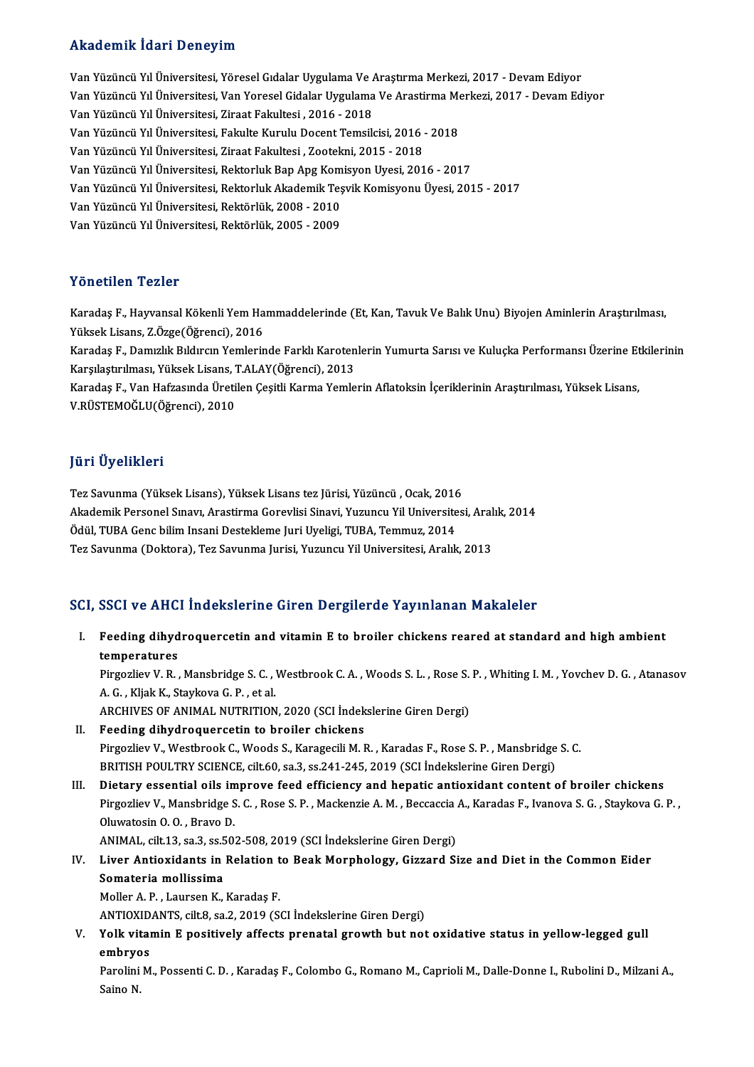## Akademik İdari Deneyim

Van Yüzüncü Yıl Üniversitesi, Yöresel Gıdalar Uygulama Ve Araştırma Merkezi, 2017 - Devam Ediyor
Van Yüzüncü Yıl Üniversitesi, Van Yoresel Gidalar Uygulama Ve Arastirma Merkezi, 2017 - Devam Ediyor
Van Yüzüncü Yıl Üniversitesi, Ziraat Fakultesi , 2016 - 2018
Van Yüzüncü Yıl Üniversitesi, Fakulte Kurulu Docent Temsilcisi, 2016 - 2018
Van Yüzüncü Yıl Üniversitesi, Ziraat Fakultesi , Zootekni, 2015 - 2018
Van Yüzüncü Yıl Üniversitesi, Rektorluk Bap Apg Komisyon Uyesi, 2016 - 2017
Van Yüzüncü Yıl Üniversitesi, Rektorluk Akademik Teşvik Komisyonu Üyesi, 2015 - 2017
Van Yüzüncü Yıl Üniversitesi, Rektörlük, 2008 - 2010
Van Yüzüncü Yıl Üniversitesi, Rektörlük, 2005 - 2009

## Yönetilen Tezler

Karadaş F., Hayvansal Kökenli Yem Hammaddelerinde (Et, Kan, Tavuk Ve Balık Unu) Biyojen Aminlerin Araştırılması, Yüksek Lisans, Z.Özge(Öğrenci), 2016
Karadaş F., Damızlık Bıldırcın Yemlerinde Farklı Karotenlerin Yumurta Sarısı ve Kuluçka Performansı Üzerine Etkilerinin Karşılaştırılması, Yüksek Lisans, T.ALAY(Öğrenci), 2013
Karadaş F., Van Hafzasında Üretilen Çeşitli Karma Yemlerin Aflatoksin İçeriklerinin Araştırılması, Yüksek Lisans, V.RÜSTEMOĞLU(Öğrenci), 2010

## Jüri Üyelikleri

Tez Savunma (Yüksek Lisans), Yüksek Lisans tez Jürisi, Yüzüncü , Ocak, 2016
Akademik Personel Sınavı, Arastirma Gorevlisi Sinavi, Yuzuncu Yil Universitesi, Aralık, 2014
Ödül, TUBA Genc bilim Insani Destekleme Juri Uyeligi, TUBA, Temmuz, 2014
Tez Savunma (Doktora), Tez Savunma Jurisi, Yuzuncu Yil Universitesi, Aralık, 2013

## SCI, SSCI ve AHCI İndekslerine Giren Dergilerde Yayınlanan Makaleler

I. **Feeding dihydroquercetin and vitamin E to broiler chickens reared at standard and high ambient temperatures**
Pirgozliev V. R. , Mansbridge S. C. , Westbrook C. A. , Woods S. L. , Rose S. P. , Whiting I. M. , Yovchev D. G. , Atanasov A. G. , Kljak K., Staykova G. P. , et al.
ARCHIVES OF ANIMAL NUTRITION, 2020 (SCI İndekslerine Giren Dergi)

II. **Feeding dihydroquercetin to broiler chickens**
Pirgozliev V., Westbrook C., Woods S., Karagecili M. R. , Karadas F., Rose S. P. , Mansbridge S. C.
BRITISH POULTRY SCIENCE, cilt.60, sa.3, ss.241-245, 2019 (SCI İndekslerine Giren Dergi)

III. **Dietary essential oils improve feed efficiency and hepatic antioxidant content of broiler chickens**
Pirgozliev V., Mansbridge S. C. , Rose S. P. , Mackenzie A. M. , Beccaccia A., Karadas F., Ivanova S. G. , Staykova G. P. , Oluwatosin O. O. , Bravo D.
ANIMAL, cilt.13, sa.3, ss.502-508, 2019 (SCI İndekslerine Giren Dergi)

IV. **Liver Antioxidants in Relation to Beak Morphology, Gizzard Size and Diet in the Common Eider Somateria mollissima**
Moller A. P. , Laursen K., Karadaş F.
ANTIOXIDANTS, cilt.8, sa.2, 2019 (SCI İndekslerine Giren Dergi)

V. **Yolk vitamin E positively affects prenatal growth but not oxidative status in yellow-legged gull embryos**
Parolini M., Possenti C. D. , Karadaş F., Colombo G., Romano M., Caprioli M., Dalle-Donne I., Rubolini D., Milzani A., Saino N.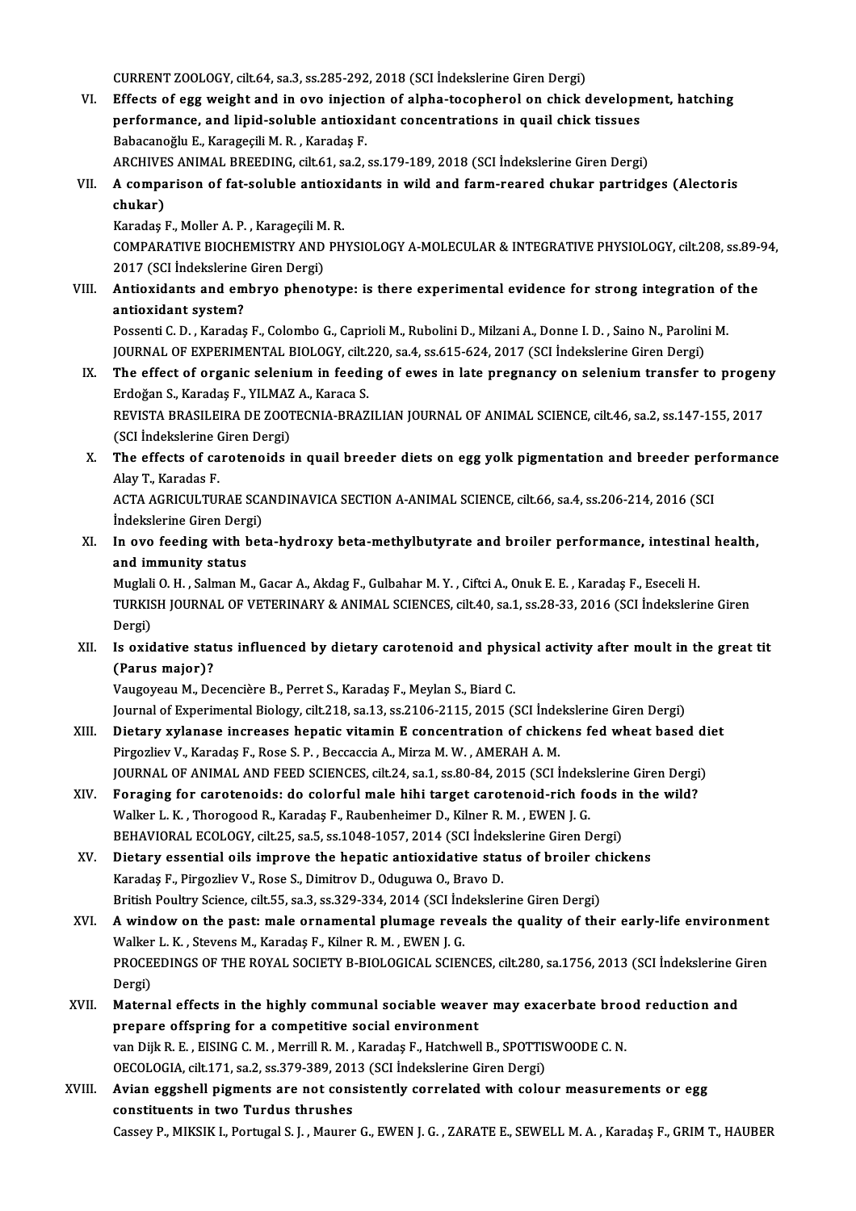CURRENT ZOOLOGY, cilt.64, sa.3, ss.285-292, 2018 (SCI İndekslerine Giren Dergi)

VI. **Effects of egg weight and in ovo injection of alpha-tocopherol on chick development, hatching performance, and lipid-soluble antioxidant concentrations in quail chick tissues**
Babacanoğlu E., Karageçili M. R. , Karadaş F.
ARCHIVES ANIMAL BREEDING, cilt.61, sa.2, ss.179-189, 2018 (SCI İndekslerine Giren Dergi)

VII. **A comparison of fat-soluble antioxidants in wild and farm-reared chukar partridges (Alectoris chukar)**
Karadaş F., Moller A. P. , Karageçili M. R.
COMPARATIVE BIOCHEMISTRY AND PHYSIOLOGY A-MOLECULAR & INTEGRATIVE PHYSIOLOGY, cilt.208, ss.89-94, 2017 (SCI İndekslerine Giren Dergi)

VIII. **Antioxidants and embryo phenotype: is there experimental evidence for strong integration of the antioxidant system?**
Possenti C. D. , Karadaş F., Colombo G., Caprioli M., Rubolini D., Milzani A., Donne I. D. , Saino N., Parolini M.
JOURNAL OF EXPERIMENTAL BIOLOGY, cilt.220, sa.4, ss.615-624, 2017 (SCI İndekslerine Giren Dergi)

IX. **The effect of organic selenium in feeding of ewes in late pregnancy on selenium transfer to progeny**
Erdoğan S., Karadaş F., YILMAZ A., Karaca S.
REVISTA BRASILEIRA DE ZOOTECNIA-BRAZILIAN JOURNAL OF ANIMAL SCIENCE, cilt.46, sa.2, ss.147-155, 2017 (SCI İndekslerine Giren Dergi)

X. **The effects of carotenoids in quail breeder diets on egg yolk pigmentation and breeder performance**
Alay T., Karadas F.
ACTA AGRICULTURAE SCANDINAVICA SECTION A-ANIMAL SCIENCE, cilt.66, sa.4, ss.206-214, 2016 (SCI İndekslerine Giren Dergi)

XI. **In ovo feeding with beta-hydroxy beta-methylbutyrate and broiler performance, intestinal health, and immunity status**
Muglali O. H. , Salman M., Gacar A., Akdag F., Gulbahar M. Y. , Ciftci A., Onuk E. E. , Karadaş F., Eseceli H.
TURKISH JOURNAL OF VETERINARY & ANIMAL SCIENCES, cilt.40, sa.1, ss.28-33, 2016 (SCI İndekslerine Giren Dergi)

XII. **Is oxidative status influenced by dietary carotenoid and physical activity after moult in the great tit (Parus major)?**
Vaugoyeau M., Decencière B., Perret S., Karadaş F., Meylan S., Biard C.
Journal of Experimental Biology, cilt.218, sa.13, ss.2106-2115, 2015 (SCI İndekslerine Giren Dergi)

XIII. **Dietary xylanase increases hepatic vitamin E concentration of chickens fed wheat based diet**
Pirgozliev V., Karadaş F., Rose S. P. , Beccaccia A., Mirza M. W. , AMERAH A. M.
JOURNAL OF ANIMAL AND FEED SCIENCES, cilt.24, sa.1, ss.80-84, 2015 (SCI İndekslerine Giren Dergi)

XIV. **Foraging for carotenoids: do colorful male hihi target carotenoid-rich foods in the wild?**
Walker L. K. , Thorogood R., Karadaş F., Raubenheimer D., Kilner R. M. , EWEN J. G.
BEHAVIORAL ECOLOGY, cilt.25, sa.5, ss.1048-1057, 2014 (SCI İndekslerine Giren Dergi)

XV. **Dietary essential oils improve the hepatic antioxidative status of broiler chickens**
Karadaş F., Pirgozliev V., Rose S., Dimitrov D., Oduguwa O., Bravo D.
British Poultry Science, cilt.55, sa.3, ss.329-334, 2014 (SCI İndekslerine Giren Dergi)

XVI. **A window on the past: male ornamental plumage reveals the quality of their early-life environment**
Walker L. K. , Stevens M., Karadaş F., Kilner R. M. , EWEN J. G.
PROCEEDINGS OF THE ROYAL SOCIETY B-BIOLOGICAL SCIENCES, cilt.280, sa.1756, 2013 (SCI İndekslerine Giren Dergi)

XVII. **Maternal effects in the highly communal sociable weaver may exacerbate brood reduction and prepare offspring for a competitive social environment**
van Dijk R. E. , EISING C. M. , Merrill R. M. , Karadaş F., Hatchwell B., SPOTTISWOODE C. N.
OECOLOGIA, cilt.171, sa.2, ss.379-389, 2013 (SCI İndekslerine Giren Dergi)

XVIII. **Avian eggshell pigments are not consistently correlated with colour measurements or egg constituents in two Turdus thrushes**
Cassey P., MIKSIK I., Portugal S. J. , Maurer G., EWEN J. G. , ZARATE E., SEWELL M. A. , Karadaş F., GRIM T., HAUBER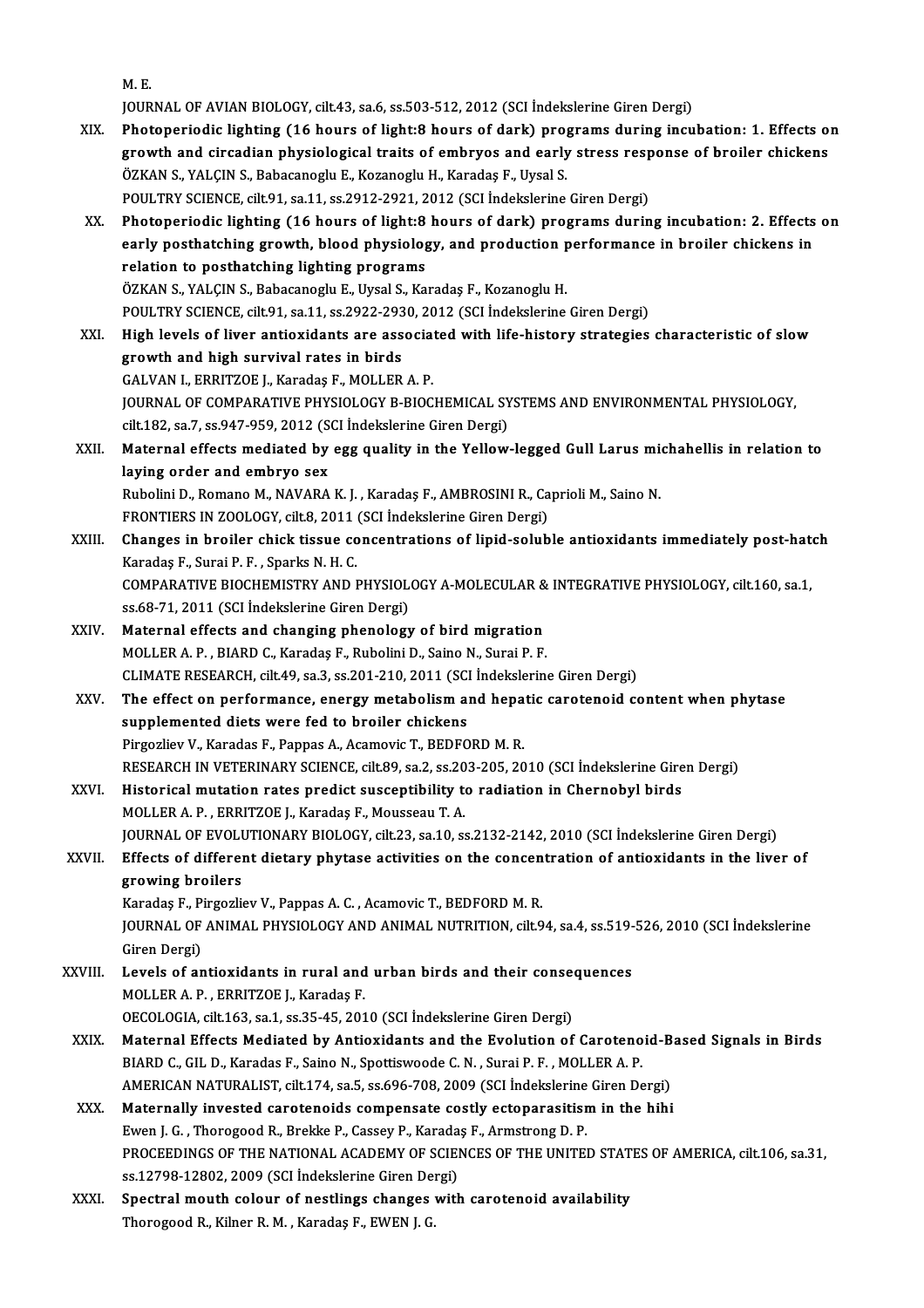M. E.

JOURNAL OF AVIAN BIOLOGY, cilt.43, sa.6, ss.503-512, 2012 (SCI İndekslerine Giren Dergi)

XIX. **Photoperiodic lighting (16 hours of light:8 hours of dark) programs during incubation: 1. Effects on growth and circadian physiological traits of embryos and early stress response of broiler chickens**
ÖZKAN S., YALÇIN S., Babacanoglu E., Kozanoglu H., Karadaş F., Uysal S.
POULTRY SCIENCE, cilt.91, sa.11, ss.2912-2921, 2012 (SCI İndekslerine Giren Dergi)

XX. **Photoperiodic lighting (16 hours of light:8 hours of dark) programs during incubation: 2. Effects on early posthatching growth, blood physiology, and production performance in broiler chickens in relation to posthatching lighting programs**
ÖZKAN S., YALÇIN S., Babacanoglu E., Uysal S., Karadaş F., Kozanoglu H.
POULTRY SCIENCE, cilt.91, sa.11, ss.2922-2930, 2012 (SCI İndekslerine Giren Dergi)

XXI. **High levels of liver antioxidants are associated with life-history strategies characteristic of slow growth and high survival rates in birds**
GALVAN I., ERRITZOE J., Karadaş F., MOLLER A. P.
JOURNAL OF COMPARATIVE PHYSIOLOGY B-BIOCHEMICAL SYSTEMS AND ENVIRONMENTAL PHYSIOLOGY, cilt.182, sa.7, ss.947-959, 2012 (SCI İndekslerine Giren Dergi)

XXII. **Maternal effects mediated by egg quality in the Yellow-legged Gull Larus michahellis in relation to laying order and embryo sex**
Rubolini D., Romano M., NAVARA K. J. , Karadaş F., AMBROSINI R., Caprioli M., Saino N.
FRONTIERS IN ZOOLOGY, cilt.8, 2011 (SCI İndekslerine Giren Dergi)

XXIII. **Changes in broiler chick tissue concentrations of lipid-soluble antioxidants immediately post-hatch**
Karadaş F., Surai P. F. , Sparks N. H. C.
COMPARATIVE BIOCHEMISTRY AND PHYSIOLOGY A-MOLECULAR & INTEGRATIVE PHYSIOLOGY, cilt.160, sa.1, ss.68-71, 2011 (SCI İndekslerine Giren Dergi)

XXIV. **Maternal effects and changing phenology of bird migration**
MOLLER A. P. , BIARD C., Karadaş F., Rubolini D., Saino N., Surai P. F.
CLIMATE RESEARCH, cilt.49, sa.3, ss.201-210, 2011 (SCI İndekslerine Giren Dergi)

XXV. **The effect on performance, energy metabolism and hepatic carotenoid content when phytase supplemented diets were fed to broiler chickens**
Pirgozliev V., Karadas F., Pappas A., Acamovic T., BEDFORD M. R.
RESEARCH IN VETERINARY SCIENCE, cilt.89, sa.2, ss.203-205, 2010 (SCI İndekslerine Giren Dergi)

XXVI. **Historical mutation rates predict susceptibility to radiation in Chernobyl birds**
MOLLER A. P. , ERRITZOE J., Karadaş F., Mousseau T. A.
JOURNAL OF EVOLUTIONARY BIOLOGY, cilt.23, sa.10, ss.2132-2142, 2010 (SCI İndekslerine Giren Dergi)

XXVII. **Effects of different dietary phytase activities on the concentration of antioxidants in the liver of growing broilers**
Karadaş F., Pirgozliev V., Pappas A. C. , Acamovic T., BEDFORD M. R.
JOURNAL OF ANIMAL PHYSIOLOGY AND ANIMAL NUTRITION, cilt.94, sa.4, ss.519-526, 2010 (SCI İndekslerine Giren Dergi)

XXVIII. **Levels of antioxidants in rural and urban birds and their consequences**
MOLLER A. P. , ERRITZOE J., Karadaş F.
OECOLOGIA, cilt.163, sa.1, ss.35-45, 2010 (SCI İndekslerine Giren Dergi)

XXIX. **Maternal Effects Mediated by Antioxidants and the Evolution of Carotenoid-Based Signals in Birds**
BIARD C., GIL D., Karadas F., Saino N., Spottiswoode C. N. , Surai P. F. , MOLLER A. P.
AMERICAN NATURALIST, cilt.174, sa.5, ss.696-708, 2009 (SCI İndekslerine Giren Dergi)

XXX. **Maternally invested carotenoids compensate costly ectoparasitism in the hihi**
Ewen J. G. , Thorogood R., Brekke P., Cassey P., Karadaş F., Armstrong D. P.
PROCEEDINGS OF THE NATIONAL ACADEMY OF SCIENCES OF THE UNITED STATES OF AMERICA, cilt.106, sa.31, ss.12798-12802, 2009 (SCI İndekslerine Giren Dergi)

XXXI. **Spectral mouth colour of nestlings changes with carotenoid availability**
Thorogood R., Kilner R. M. , Karadaş F., EWEN J. G.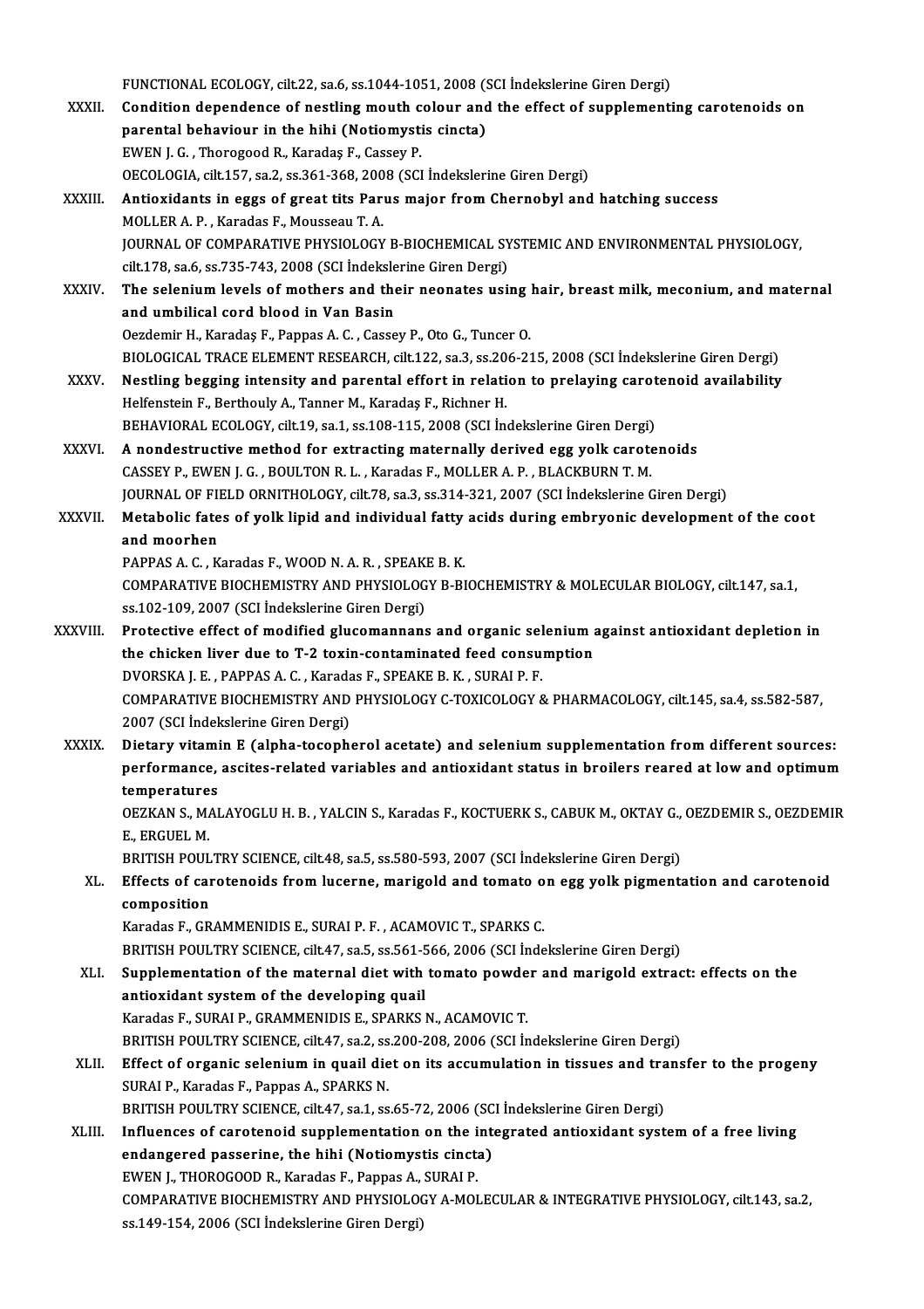FUNCTIONAL ECOLOGY, cilt.22, sa.6, ss.1044-1051, 2008 (SCI İndekslerine Giren Dergi)

XXXII. **Condition dependence of nestling mouth colour and the effect of supplementing carotenoids on parental behaviour in the hihi (Notiomystis cincta)**
EWEN J. G. , Thorogood R., Karadaş F., Cassey P.
OECOLOGIA, cilt.157, sa.2, ss.361-368, 2008 (SCI İndekslerine Giren Dergi)

XXXIII. **Antioxidants in eggs of great tits Parus major from Chernobyl and hatching success**
MOLLER A. P. , Karadas F., Mousseau T. A.
JOURNAL OF COMPARATIVE PHYSIOLOGY B-BIOCHEMICAL SYSTEMIC AND ENVIRONMENTAL PHYSIOLOGY, cilt.178, sa.6, ss.735-743, 2008 (SCI İndekslerine Giren Dergi)

XXXIV. **The selenium levels of mothers and their neonates using hair, breast milk, meconium, and maternal and umbilical cord blood in Van Basin**
Oezdemir H., Karadaş F., Pappas A. C. , Cassey P., Oto G., Tuncer O.
BIOLOGICAL TRACE ELEMENT RESEARCH, cilt.122, sa.3, ss.206-215, 2008 (SCI İndekslerine Giren Dergi)

XXXV. **Nestling begging intensity and parental effort in relation to prelaying carotenoid availability**
Helfenstein F., Berthouly A., Tanner M., Karadaş F., Richner H.
BEHAVIORAL ECOLOGY, cilt.19, sa.1, ss.108-115, 2008 (SCI İndekslerine Giren Dergi)

XXXVI. **A nondestructive method for extracting maternally derived egg yolk carotenoids**
CASSEY P., EWEN J. G. , BOULTON R. L. , Karadas F., MOLLER A. P. , BLACKBURN T. M.
JOURNAL OF FIELD ORNITHOLOGY, cilt.78, sa.3, ss.314-321, 2007 (SCI İndekslerine Giren Dergi)

XXXVII. **Metabolic fates of yolk lipid and individual fatty acids during embryonic development of the coot and moorhen**
PAPPAS A. C. , Karadas F., WOOD N. A. R. , SPEAKE B. K.
COMPARATIVE BIOCHEMISTRY AND PHYSIOLOGY B-BIOCHEMISTRY & MOLECULAR BIOLOGY, cilt.147, sa.1, ss.102-109, 2007 (SCI İndekslerine Giren Dergi)

XXXVIII. **Protective effect of modified glucomannans and organic selenium against antioxidant depletion in the chicken liver due to T-2 toxin-contaminated feed consumption**
DVORSKA J. E. , PAPPAS A. C. , Karadas F., SPEAKE B. K. , SURAI P. F.
COMPARATIVE BIOCHEMISTRY AND PHYSIOLOGY C-TOXICOLOGY & PHARMACOLOGY, cilt.145, sa.4, ss.582-587, 2007 (SCI İndekslerine Giren Dergi)

XXXIX. **Dietary vitamin E (alpha-tocopherol acetate) and selenium supplementation from different sources: performance, ascites-related variables and antioxidant status in broilers reared at low and optimum temperatures**
OEZKAN S., MALAYOGLU H. B. , YALCIN S., Karadas F., KOCTUERK S., CABUK M., OKTAY G., OEZDEMIR S., OEZDEMIR E., ERGUEL M.
BRITISH POULTRY SCIENCE, cilt.48, sa.5, ss.580-593, 2007 (SCI İndekslerine Giren Dergi)

XL. **Effects of carotenoids from lucerne, marigold and tomato on egg yolk pigmentation and carotenoid composition**
Karadas F., GRAMMENIDIS E., SURAI P. F. , ACAMOVIC T., SPARKS C.
BRITISH POULTRY SCIENCE, cilt.47, sa.5, ss.561-566, 2006 (SCI İndekslerine Giren Dergi)

XLI. **Supplementation of the maternal diet with tomato powder and marigold extract: effects on the antioxidant system of the developing quail**
Karadas F., SURAI P., GRAMMENIDIS E., SPARKS N., ACAMOVIC T.
BRITISH POULTRY SCIENCE, cilt.47, sa.2, ss.200-208, 2006 (SCI İndekslerine Giren Dergi)

XLII. **Effect of organic selenium in quail diet on its accumulation in tissues and transfer to the progeny**
SURAI P., Karadas F., Pappas A., SPARKS N.
BRITISH POULTRY SCIENCE, cilt.47, sa.1, ss.65-72, 2006 (SCI İndekslerine Giren Dergi)

XLIII. **Influences of carotenoid supplementation on the integrated antioxidant system of a free living endangered passerine, the hihi (Notiomystis cincta)**
EWEN J., THOROGOOD R., Karadas F., Pappas A., SURAI P.
COMPARATIVE BIOCHEMISTRY AND PHYSIOLOGY A-MOLECULAR & INTEGRATIVE PHYSIOLOGY, cilt.143, sa.2, ss.149-154, 2006 (SCI İndekslerine Giren Dergi)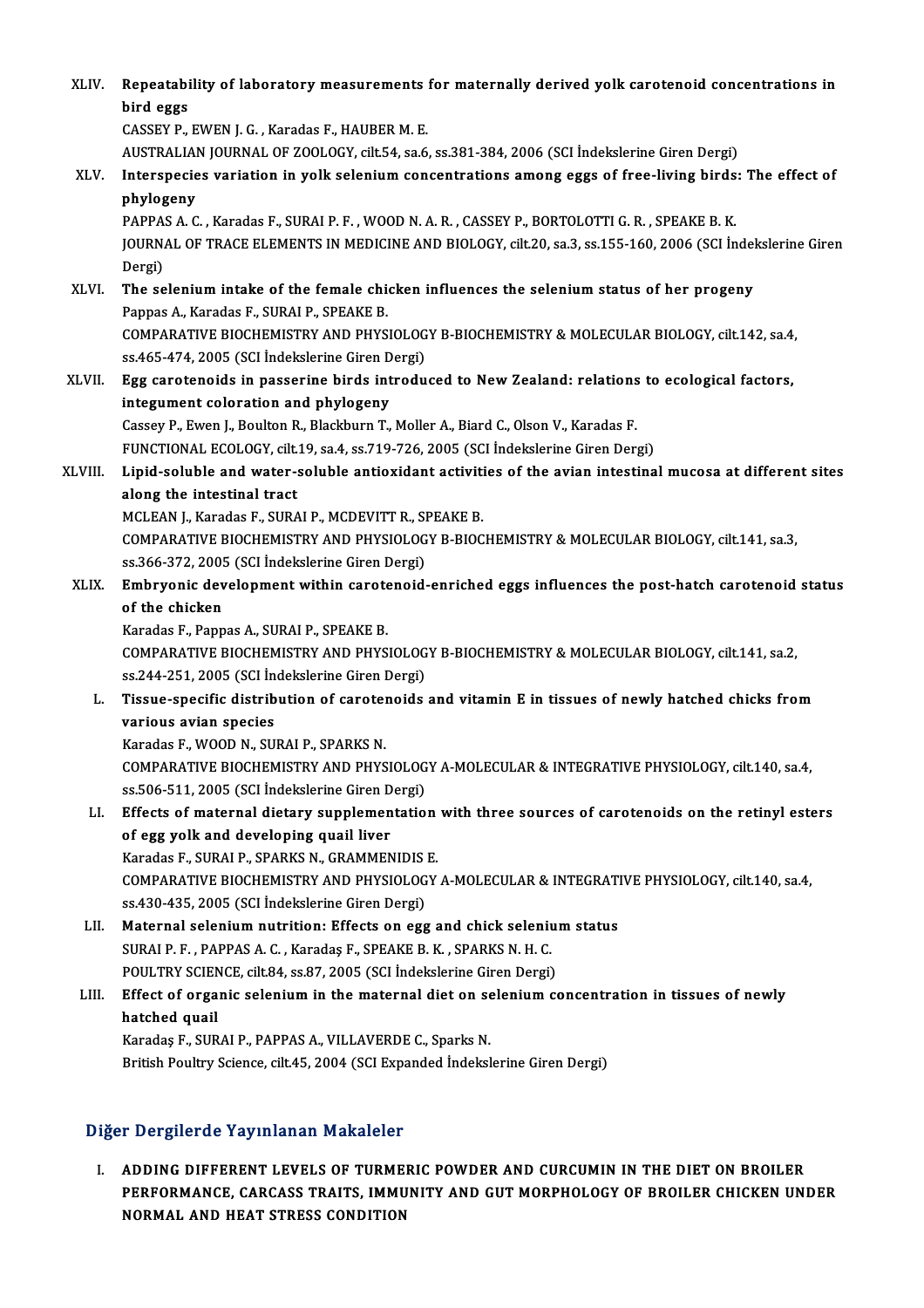XLIV. **Repeatability of laboratory measurements for maternally derived yolk carotenoid concentrations in bird eggs**
CASSEY P., EWEN J. G. , Karadas F., HAUBER M. E.
AUSTRALIAN JOURNAL OF ZOOLOGY, cilt.54, sa.6, ss.381-384, 2006 (SCI İndekslerine Giren Dergi)

XLV. **Interspecies variation in yolk selenium concentrations among eggs of free-living birds: The effect of phylogeny**
PAPPAS A. C. , Karadas F., SURAI P. F. , WOOD N. A. R. , CASSEY P., BORTOLOTTI G. R. , SPEAKE B. K.
JOURNAL OF TRACE ELEMENTS IN MEDICINE AND BIOLOGY, cilt.20, sa.3, ss.155-160, 2006 (SCI İndekslerine Giren Dergi)

XLVI. **The selenium intake of the female chicken influences the selenium status of her progeny**
Pappas A., Karadas F., SURAI P., SPEAKE B.
COMPARATIVE BIOCHEMISTRY AND PHYSIOLOGY B-BIOCHEMISTRY & MOLECULAR BIOLOGY, cilt.142, sa.4, ss.465-474, 2005 (SCI İndekslerine Giren Dergi)

XLVII. **Egg carotenoids in passerine birds introduced to New Zealand: relations to ecological factors, integument coloration and phylogeny**
Cassey P., Ewen J., Boulton R., Blackburn T., Moller A., Biard C., Olson V., Karadas F.
FUNCTIONAL ECOLOGY, cilt.19, sa.4, ss.719-726, 2005 (SCI İndekslerine Giren Dergi)

XLVIII. **Lipid-soluble and water-soluble antioxidant activities of the avian intestinal mucosa at different sites along the intestinal tract**
MCLEAN J., Karadas F., SURAI P., MCDEVITT R., SPEAKE B.
COMPARATIVE BIOCHEMISTRY AND PHYSIOLOGY B-BIOCHEMISTRY & MOLECULAR BIOLOGY, cilt.141, sa.3, ss.366-372, 2005 (SCI İndekslerine Giren Dergi)

XLIX. **Embryonic development within carotenoid-enriched eggs influences the post-hatch carotenoid status of the chicken**
Karadas F., Pappas A., SURAI P., SPEAKE B.
COMPARATIVE BIOCHEMISTRY AND PHYSIOLOGY B-BIOCHEMISTRY & MOLECULAR BIOLOGY, cilt.141, sa.2, ss.244-251, 2005 (SCI İndekslerine Giren Dergi)

L. **Tissue-specific distribution of carotenoids and vitamin E in tissues of newly hatched chicks from various avian species**
Karadas F., WOOD N., SURAI P., SPARKS N.
COMPARATIVE BIOCHEMISTRY AND PHYSIOLOGY A-MOLECULAR & INTEGRATIVE PHYSIOLOGY, cilt.140, sa.4, ss.506-511, 2005 (SCI İndekslerine Giren Dergi)

LI. **Effects of maternal dietary supplementation with three sources of carotenoids on the retinyl esters of egg yolk and developing quail liver**
Karadas F., SURAI P., SPARKS N., GRAMMENIDIS E.
COMPARATIVE BIOCHEMISTRY AND PHYSIOLOGY A-MOLECULAR & INTEGRATIVE PHYSIOLOGY, cilt.140, sa.4, ss.430-435, 2005 (SCI İndekslerine Giren Dergi)

LII. **Maternal selenium nutrition: Effects on egg and chick selenium status**
SURAI P. F. , PAPPAS A. C. , Karadaş F., SPEAKE B. K. , SPARKS N. H. C.
POULTRY SCIENCE, cilt.84, ss.87, 2005 (SCI İndekslerine Giren Dergi)

LIII. **Effect of organic selenium in the maternal diet on selenium concentration in tissues of newly hatched quail**
Karadaş F., SURAI P., PAPPAS A., VILLAVERDE C., Sparks N.
British Poultry Science, cilt.45, 2004 (SCI Expanded İndekslerine Giren Dergi)

## Diğer Dergilerde Yayınlanan Makaleler

I. **ADDING DIFFERENT LEVELS OF TURMERIC POWDER AND CURCUMIN IN THE DIET ON BROILER PERFORMANCE, CARCASS TRAITS, IMMUNITY AND GUT MORPHOLOGY OF BROILER CHICKEN UNDER NORMAL AND HEAT STRESS CONDITION**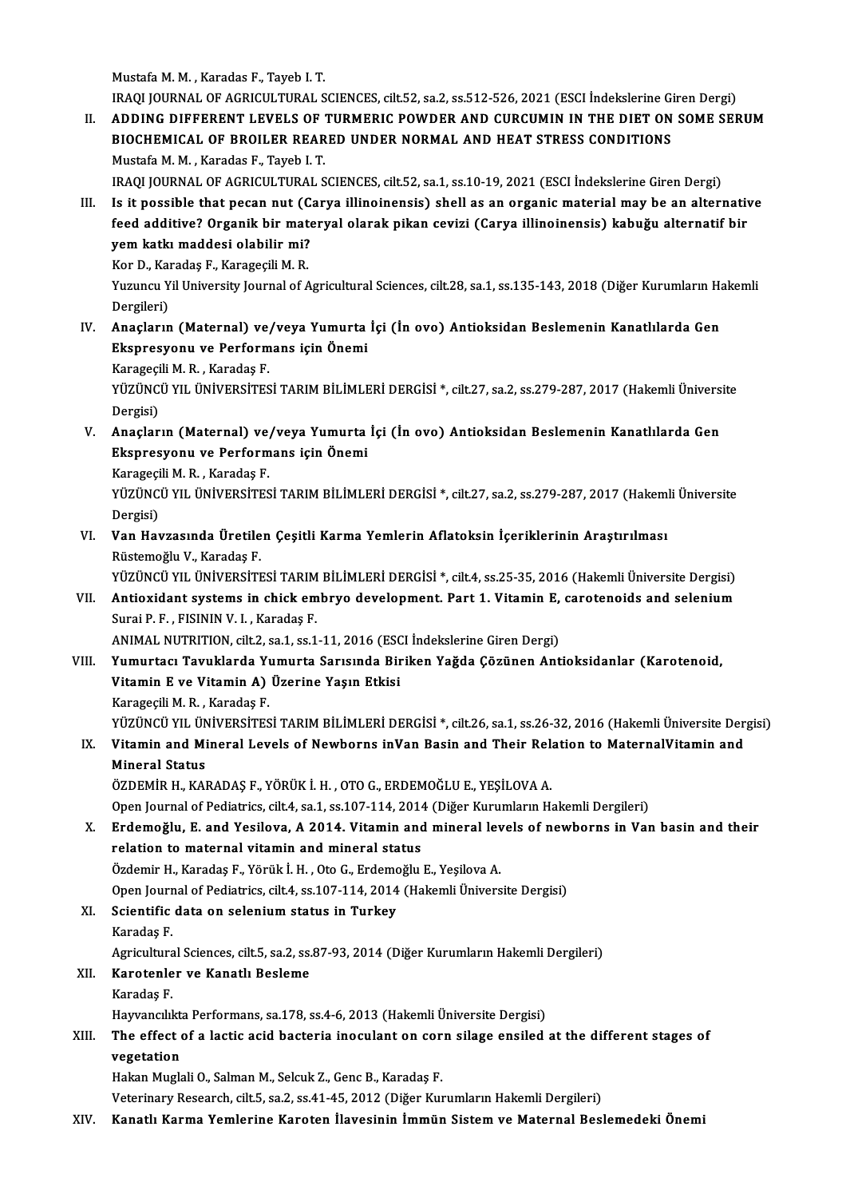Mustafa M. M. , Karadas F., Tayeb I. T.
IRAQI JOURNAL OF AGRICULTURAL SCIENCES, cilt.52, sa.2, ss.512-526, 2021 (ESCI İndekslerine Giren Dergi)

II. **ADDING DIFFERENT LEVELS OF TURMERIC POWDER AND CURCUMIN IN THE DIET ON SOME SERUM BIOCHEMICAL OF BROILER REARED UNDER NORMAL AND HEAT STRESS CONDITIONS**
Mustafa M. M. , Karadas F., Tayeb I. T.
IRAQI JOURNAL OF AGRICULTURAL SCIENCES, cilt.52, sa.1, ss.10-19, 2021 (ESCI İndekslerine Giren Dergi)

III. **Is it possible that pecan nut (Carya illinoinensis) shell as an organic material may be an alternative feed additive? Organik bir materyal olarak pikan cevizi (Carya illinoinensis) kabuğu alternatif bir yem katkı maddesi olabilir mi?**
Kor D., Karadaş F., Karageçili M. R.
Yuzuncu Yil University Journal of Agricultural Sciences, cilt.28, sa.1, ss.135-143, 2018 (Diğer Kurumların Hakemli Dergileri)

IV. **Anaçların (Maternal) ve/veya Yumurta İçi (İn ovo) Antioksidan Beslemenin Kanatlılarda Gen Ekspresyonu ve Performans için Önemi**
Karageçili M. R. , Karadaş F.
YÜZÜNCÜ YIL ÜNİVERSİTESİ TARIM BİLİMLERİ DERGİSİ *, cilt.27, sa.2, ss.279-287, 2017 (Hakemli Üniversite Dergisi)

V. **Anaçların (Maternal) ve/veya Yumurta İçi (İn ovo) Antioksidan Beslemenin Kanatlılarda Gen Ekspresyonu ve Performans için Önemi**
Karageçili M. R. , Karadaş F.
YÜZÜNCÜ YIL ÜNİVERSİTESİ TARIM BİLİMLERİ DERGİSİ *, cilt.27, sa.2, ss.279-287, 2017 (Hakemli Üniversite Dergisi)

VI. **Van Havzasında Üretilen Çeşitli Karma Yemlerin Aflatoksin İçeriklerinin Araştırılması**
Rüstemoğlu V., Karadaş F.
YÜZÜNCÜ YIL ÜNİVERSİTESİ TARIM BİLİMLERİ DERGİSİ *, cilt.4, ss.25-35, 2016 (Hakemli Üniversite Dergisi)

VII. **Antioxidant systems in chick embryo development. Part 1. Vitamin E, carotenoids and selenium**
Surai P. F. , FISININ V. I. , Karadaş F.
ANIMAL NUTRITION, cilt.2, sa.1, ss.1-11, 2016 (ESCI İndekslerine Giren Dergi)

VIII. **Yumurtacı Tavuklarda Yumurta Sarısında Biriken Yağda Çözünen Antioksidanlar (Karotenoid, Vitamin E ve Vitamin A) Üzerine Yaşın Etkisi**
Karageçili M. R. , Karadaş F.
YÜZÜNCÜ YIL ÜNİVERSİTESİ TARIM BİLİMLERİ DERGİSİ *, cilt.26, sa.1, ss.26-32, 2016 (Hakemli Üniversite Dergisi)

IX. **Vitamin and Mineral Levels of Newborns inVan Basin and Their Relation to MaternalVitamin and Mineral Status**
ÖZDEMİR H., KARADAŞ F., YÖRÜK İ. H. , OTO G., ERDEMOĞLU E., YEŞİLOVA A.
Open Journal of Pediatrics, cilt.4, sa.1, ss.107-114, 2014 (Diğer Kurumların Hakemli Dergileri)

X. **Erdemoğlu, E. and Yesilova, A 2014. Vitamin and mineral levels of newborns in Van basin and their relation to maternal vitamin and mineral status**
Özdemir H., Karadaş F., Yörük İ. H. , Oto G., Erdemoğlu E., Yeşilova A.
Open Journal of Pediatrics, cilt.4, ss.107-114, 2014 (Hakemli Üniversite Dergisi)

XI. **Scientific data on selenium status in Turkey**
Karadaş F.
Agricultural Sciences, cilt.5, sa.2, ss.87-93, 2014 (Diğer Kurumların Hakemli Dergileri)

XII. **Karotenler ve Kanatlı Besleme**
Karadaş F.
Hayvancılıkta Performans, sa.178, ss.4-6, 2013 (Hakemli Üniversite Dergisi)

XIII. **The effect of a lactic acid bacteria inoculant on corn silage ensiled at the different stages of vegetation**
Hakan Muglali O., Salman M., Selcuk Z., Genc B., Karadaş F.
Veterinary Research, cilt.5, sa.2, ss.41-45, 2012 (Diğer Kurumların Hakemli Dergileri)

XIV. **Kanatlı Karma Yemlerine Karoten İlavesinin İmmün Sistem ve Maternal Beslemedeki Önemi**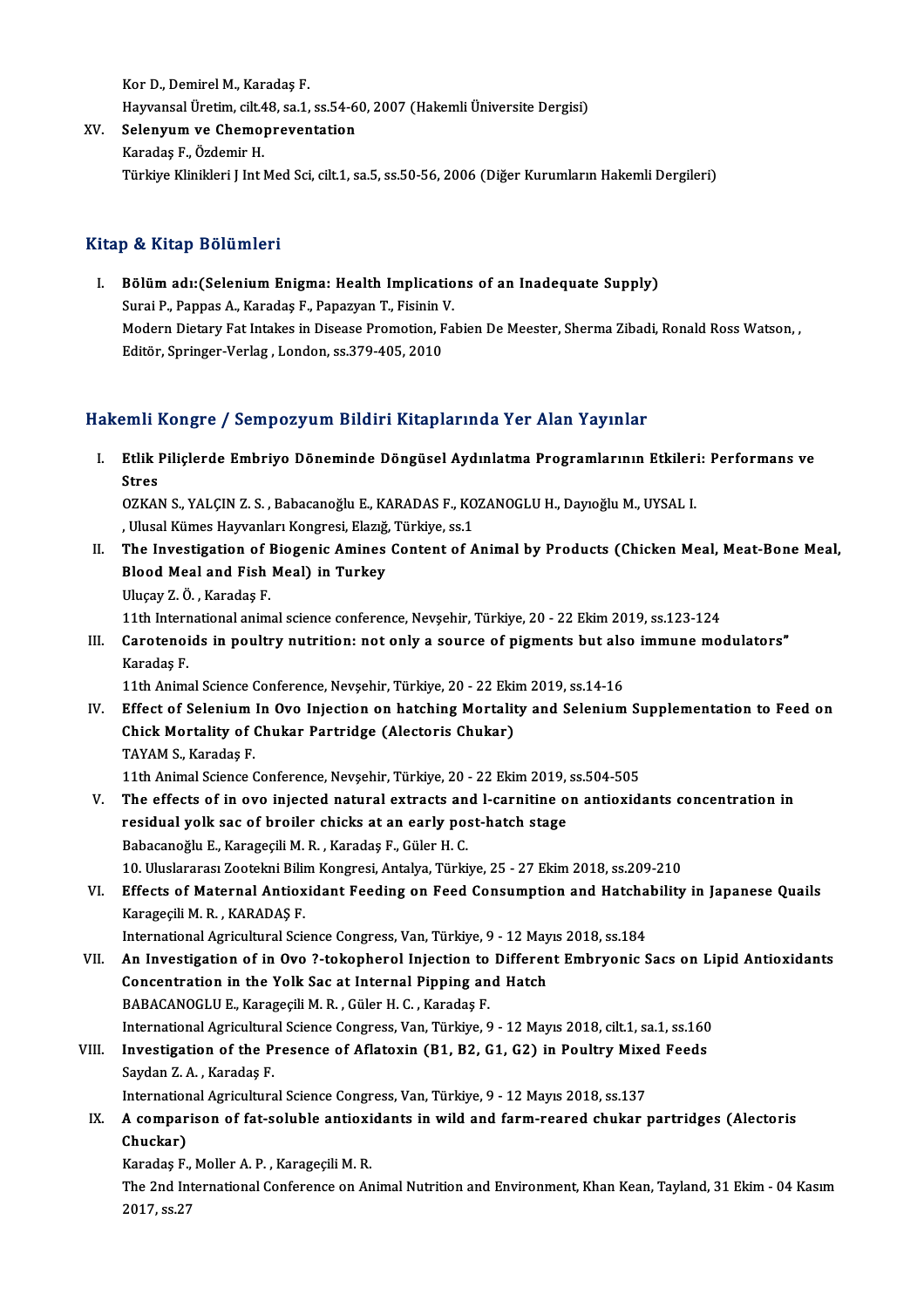Kor D., Demirel M., Karadaş F.
Hayvansal Üretim, cilt.48, sa.1, ss.54-60, 2007 (Hakemli Üniversite Dergisi)

XV. **Selenyum ve Chemopreventation**
Karadaş F., Özdemir H.
Türkiye Klinikleri J Int Med Sci, cilt.1, sa.5, ss.50-56, 2006 (Diğer Kurumların Hakemli Dergileri)

## Kitap & Kitap Bölümleri

I. **Bölüm adı:(Selenium Enigma: Health Implications of an Inadequate Supply)**
Surai P., Pappas A., Karadaş F., Papazyan T., Fisinin V.
Modern Dietary Fat Intakes in Disease Promotion, Fabien De Meester, Sherma Zibadi, Ronald Ross Watson, , Editör, Springer-Verlag , London, ss.379-405, 2010

## Hakemli Kongre / Sempozyum Bildiri Kitaplarında Yer Alan Yayınlar

I. **Etlik Piliçlerde Embriyo Döneminde Döngüsel Aydınlatma Programlarının Etkileri: Performans ve Stres**
OZKAN S., YALÇIN Z. S. , Babacanoğlu E., KARADAS F., KOZANOGLU H., Dayıoğlu M., UYSAL I.
, Ulusal Kümes Hayvanları Kongresi, Elazığ, Türkiye, ss.1

II. **The Investigation of Biogenic Amines Content of Animal by Products (Chicken Meal, Meat-Bone Meal, Blood Meal and Fish Meal) in Turkey**
Uluçay Z. Ö. , Karadaş F.
11th International animal science conference, Nevşehir, Türkiye, 20 - 22 Ekim 2019, ss.123-124

III. **Carotenoids in poultry nutrition: not only a source of pigments but also immune modulators"**
Karadaş F.
11th Animal Science Conference, Nevşehir, Türkiye, 20 - 22 Ekim 2019, ss.14-16

IV. **Effect of Selenium In Ovo Injection on hatching Mortality and Selenium Supplementation to Feed on Chick Mortality of Chukar Partridge (Alectoris Chukar)**
TAYAM S., Karadaş F.
11th Animal Science Conference, Nevşehir, Türkiye, 20 - 22 Ekim 2019, ss.504-505

V. **The effects of in ovo injected natural extracts and l-carnitine on antioxidants concentration in residual yolk sac of broiler chicks at an early post-hatch stage**
Babacanoğlu E., Karageçili M. R. , Karadaş F., Güler H. C.
10. Uluslararası Zootekni Bilim Kongresi, Antalya, Türkiye, 25 - 27 Ekim 2018, ss.209-210

VI. **Effects of Maternal Antioxidant Feeding on Feed Consumption and Hatchability in Japanese Quails**
Karageçili M. R. , KARADAŞ F.
International Agricultural Science Congress, Van, Türkiye, 9 - 12 Mayıs 2018, ss.184

VII. **An Investigation of in Ovo ?-tokopherol Injection to Different Embryonic Sacs on Lipid Antioxidants Concentration in the Yolk Sac at Internal Pipping and Hatch**
BABACANOGLU E., Karageçili M. R. , Güler H. C. , Karadaş F.
International Agricultural Science Congress, Van, Türkiye, 9 - 12 Mayıs 2018, cilt.1, sa.1, ss.160

VIII. **Investigation of the Presence of Aflatoxin (B1, B2, G1, G2) in Poultry Mixed Feeds**
Saydan Z. A. , Karadaş F.
International Agricultural Science Congress, Van, Türkiye, 9 - 12 Mayıs 2018, ss.137

IX. **A comparison of fat-soluble antioxidants in wild and farm-reared chukar partridges (Alectoris Chuckar)**
Karadaş F., Moller A. P. , Karageçili M. R.
The 2nd International Conference on Animal Nutrition and Environment, Khan Kean, Tayland, 31 Ekim - 04 Kasım 2017, ss.27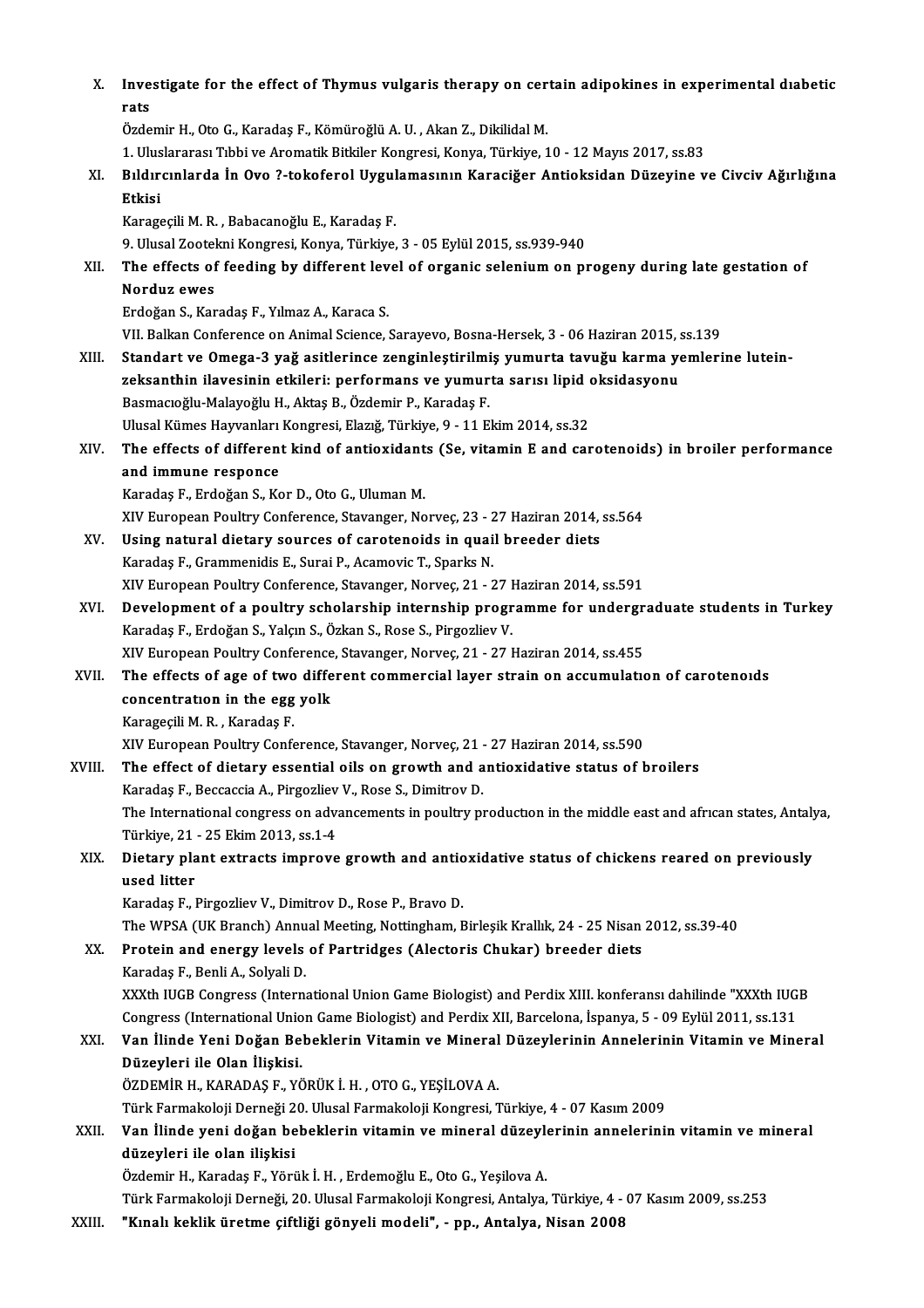X. **Investigate for the effect of Thymus vulgaris therapy on certain adipokines in experimental dıabetic rats**
Özdemir H., Oto G., Karadaş F., Kömüroğlü A. U. , Akan Z., Dikilidal M.
1. Uluslararası Tıbbi ve Aromatik Bitkiler Kongresi, Konya, Türkiye, 10 - 12 Mayıs 2017, ss.83

XI. **Bıldırcınlarda İn Ovo ?-tokoferol Uygulamasının Karaciğer Antioksidan Düzeyine ve Civciv Ağırlığına Etkisi**
Karageçili M. R. , Babacanoğlu E., Karadaş F.
9. Ulusal Zootekni Kongresi, Konya, Türkiye, 3 - 05 Eylül 2015, ss.939-940

XII. **The effects of feeding by different level of organic selenium on progeny during late gestation of Norduz ewes**
Erdoğan S., Karadaş F., Yılmaz A., Karaca S.
VII. Balkan Conference on Animal Science, Sarayevo, Bosna-Hersek, 3 - 06 Haziran 2015, ss.139

XIII. **Standart ve Omega-3 yağ asitlerince zenginleştirilmiş yumurta tavuğu karma yemlerine lutein-zeksanthin ilavesinin etkileri: performans ve yumurta sarısı lipid oksidasyonu**
Basmacıoğlu-Malayoğlu H., Aktaş B., Özdemir P., Karadaş F.
Ulusal Kümes Hayvanları Kongresi, Elazığ, Türkiye, 9 - 11 Ekim 2014, ss.32

XIV. **The effects of different kind of antioxidants (Se, vitamin E and carotenoids) in broiler performance and immune responce**
Karadaş F., Erdoğan S., Kor D., Oto G., Uluman M.
XIV European Poultry Conference, Stavanger, Norveç, 23 - 27 Haziran 2014, ss.564

XV. **Using natural dietary sources of carotenoids in quail breeder diets**
Karadaş F., Grammenidis E., Surai P., Acamovic T., Sparks N.
XIV European Poultry Conference, Stavanger, Norveç, 21 - 27 Haziran 2014, ss.591

XVI. **Development of a poultry scholarship internship programme for undergraduate students in Turkey**
Karadaş F., Erdoğan S., Yalçın S., Özkan S., Rose S., Pirgozliev V.
XIV European Poultry Conference, Stavanger, Norveç, 21 - 27 Haziran 2014, ss.455

XVII. **The effects of age of two different commercial layer strain on accumulatıon of carotenoıds concentratıon in the egg yolk**
Karageçili M. R. , Karadaş F.
XIV European Poultry Conference, Stavanger, Norveç, 21 - 27 Haziran 2014, ss.590

XVIII. **The effect of dietary essential oils on growth and antioxidative status of broilers**
Karadaş F., Beccaccia A., Pirgozliev V., Rose S., Dimitrov D.
The International congress on advancements in poultry productıon in the middle east and afrıcan states, Antalya, Türkiye, 21 - 25 Ekim 2013, ss.1-4

XIX. **Dietary plant extracts improve growth and antioxidative status of chickens reared on previously used litter**
Karadaş F., Pirgozliev V., Dimitrov D., Rose P., Bravo D.
The WPSA (UK Branch) Annual Meeting, Nottingham, Birleşik Krallık, 24 - 25 Nisan 2012, ss.39-40

XX. **Protein and energy levels of Partridges (Alectoris Chukar) breeder diets**
Karadaş F., Benli A., Solyali D.
XXXth IUGB Congress (International Union Game Biologist) and Perdix XIII. konferansı dahilinde "XXXth IUGB Congress (International Union Game Biologist) and Perdix XII, Barcelona, İspanya, 5 - 09 Eylül 2011, ss.131

XXI. **Van İlinde Yeni Doğan Bebeklerin Vitamin ve Mineral Düzeylerinin Annelerinin Vitamin ve Mineral Düzeyleri ile Olan İlişkisi.**
ÖZDEMİR H., KARADAŞ F., YÖRÜK İ. H. , OTO G., YEŞİLOVA A.
Türk Farmakoloji Derneği 20. Ulusal Farmakoloji Kongresi, Türkiye, 4 - 07 Kasım 2009

XXII. **Van İlinde yeni doğan bebeklerin vitamin ve mineral düzeylerinin annelerinin vitamin ve mineral düzeyleri ile olan ilişkisi**
Özdemir H., Karadaş F., Yörük İ. H. , Erdemoğlu E., Oto G., Yeşilova A.
Türk Farmakoloji Derneği, 20. Ulusal Farmakoloji Kongresi, Antalya, Türkiye, 4 - 07 Kasım 2009, ss.253

XXIII. **"Kınalı keklik üretme çiftliği gönyeli modeli", - pp., Antalya, Nisan 2008**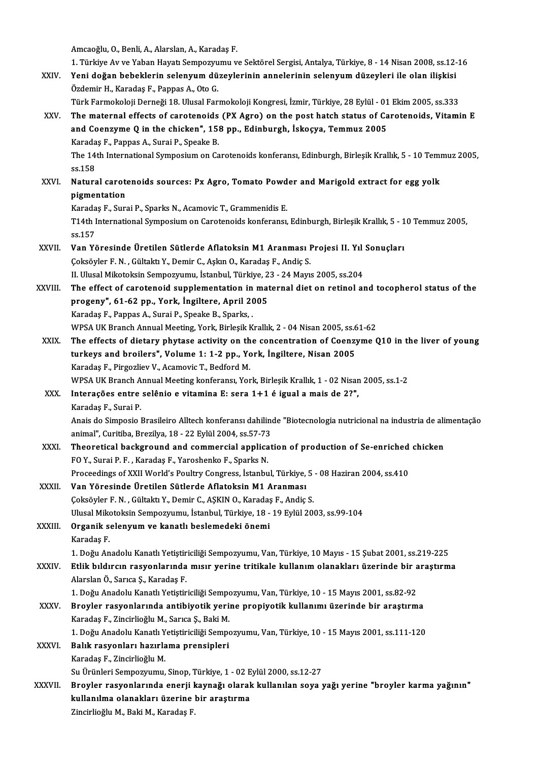Amcaoğlu, O., Benli, A., Alarslan, A., Karadaş F.
1. Türkiye Av ve Yaban Hayatı Sempozyumu ve Sektörel Sergisi, Antalya, Türkiye, 8 - 14 Nisan 2008, ss.12-16

XXIV. **Yeni doğan bebeklerin selenyum düzeylerinin annelerinin selenyum düzeyleri ile olan ilişkisi**
Özdemir H., Karadaş F., Pappas A., Oto G.
Türk Farmokoloji Derneği 18. Ulusal Farmokoloji Kongresi, İzmir, Türkiye, 28 Eylül - 01 Ekim 2005, ss.333

XXV. **The maternal effects of carotenoids (PX Agro) on the post hatch status of Carotenoids, Vitamin E and Coenzyme Q in the chicken", 158 pp., Edinburgh, İskoçya, Temmuz 2005**
Karadaş F., Pappas A., Surai P., Speake B.
The 14th International Symposium on Carotenoids konferansı, Edinburgh, Birleşik Krallık, 5 - 10 Temmuz 2005, ss.158

XXVI. **Natural carotenoids sources: Px Agro, Tomato Powder and Marigold extract for egg yolk pigmentation**
Karadaş F., Surai P., Sparks N., Acamovic T., Grammenidis E.
T14th International Symposium on Carotenoids konferansı, Edinburgh, Birleşik Krallık, 5 - 10 Temmuz 2005, ss.157

XXVII. **Van Yöresinde Üretilen Sütlerde Aflatoksin M1 Aranması Projesi II. Yıl Sonuçları**
Çoksöyler F. N. , Gültaktı Y., Demir C., Aşkın O., Karadaş F., Andiç S.
II. Ulusal Mikotoksin Sempozyumu, İstanbul, Türkiye, 23 - 24 Mayıs 2005, ss.204

XXVIII. **The effect of carotenoid supplementation in maternal diet on retinol and tocopherol status of the progeny", 61-62 pp., York, İngiltere, April 2005**
Karadaş F., Pappas A., Surai P., Speake B., Sparks, .
WPSA UK Branch Annual Meeting, York, Birleşik Krallık, 2 - 04 Nisan 2005, ss.61-62

XXIX. **The effects of dietary phytase activity on the concentration of Coenzyme Q10 in the liver of young turkeys and broilers", Volume 1: 1-2 pp., York, İngiltere, Nisan 2005**
Karadaş F., Pirgozliev V., Acamovic T., Bedford M.
WPSA UK Branch Annual Meeting konferansı, York, Birleşik Krallık, 1 - 02 Nisan 2005, ss.1-2

XXX. **Interações entre selênio e vitamina E: sera 1+1 é igual a mais de 2?",**
Karadaş F., Surai P.
Anais do Simposio Brasileiro Alltech konferansı dahilinde "Biotecnologia nutricional na industria de alimentação animal", Curitiba, Brezilya, 18 - 22 Eylül 2004, ss.57-73

XXXI. **Theoretical background and commercial application of production of Se-enriched chicken**
FO Y., Surai P. F. , Karadaş F., Yaroshenko F., Sparks N.
Proceedings of XXII World's Poultry Congress, İstanbul, Türkiye, 5 - 08 Haziran 2004, ss.410

XXXII. **Van Yöresinde Üretilen Sütlerde Aflatoksin M1 Aranması**
Çoksöyler F. N. , Gültaktı Y., Demir C., AŞKIN O., Karadaş F., Andiç S.
Ulusal Mikotoksin Sempozyumu, İstanbul, Türkiye, 18 - 19 Eylül 2003, ss.99-104

XXXIII. **Organik selenyum ve kanatlı beslemedeki önemi**
Karadaş F.
1. Doğu Anadolu Kanatlı Yetiştiriciliği Sempozyumu, Van, Türkiye, 10 Mayıs - 15 Şubat 2001, ss.219-225

XXXIV. **Etlik bıldırcın rasyonlarında mısır yerine tritikale kullanım olanakları üzerinde bir araştırma**
Alarslan Ö., Sarıca Ş., Karadaş F.
1. Doğu Anadolu Kanatlı Yetiştiriciliği Sempozyumu, Van, Türkiye, 10 - 15 Mayıs 2001, ss.82-92

XXXV. **Broyler rasyonlarında antibiyotik yerine propiyotik kullanımı üzerinde bir araştırma**
Karadaş F., Zincirlioğlu M., Sarıca Ş., Baki M.
1. Doğu Anadolu Kanatlı Yetiştiriciliği Sempozyumu, Van, Türkiye, 10 - 15 Mayıs 2001, ss.111-120

XXXVI. **Balık rasyonları hazırlama prensipleri**
Karadaş F., Zincirlioğlu M.
Su Ürünleri Sempozyumu, Sinop, Türkiye, 1 - 02 Eylül 2000, ss.12-27

XXXVII. **Broyler rasyonlarında enerji kaynağı olarak kullanılan soya yağı yerine "broyler karma yağının" kullanılma olanakları üzerine bir araştırma**
Zincirlioğlu M., Baki M., Karadaş F.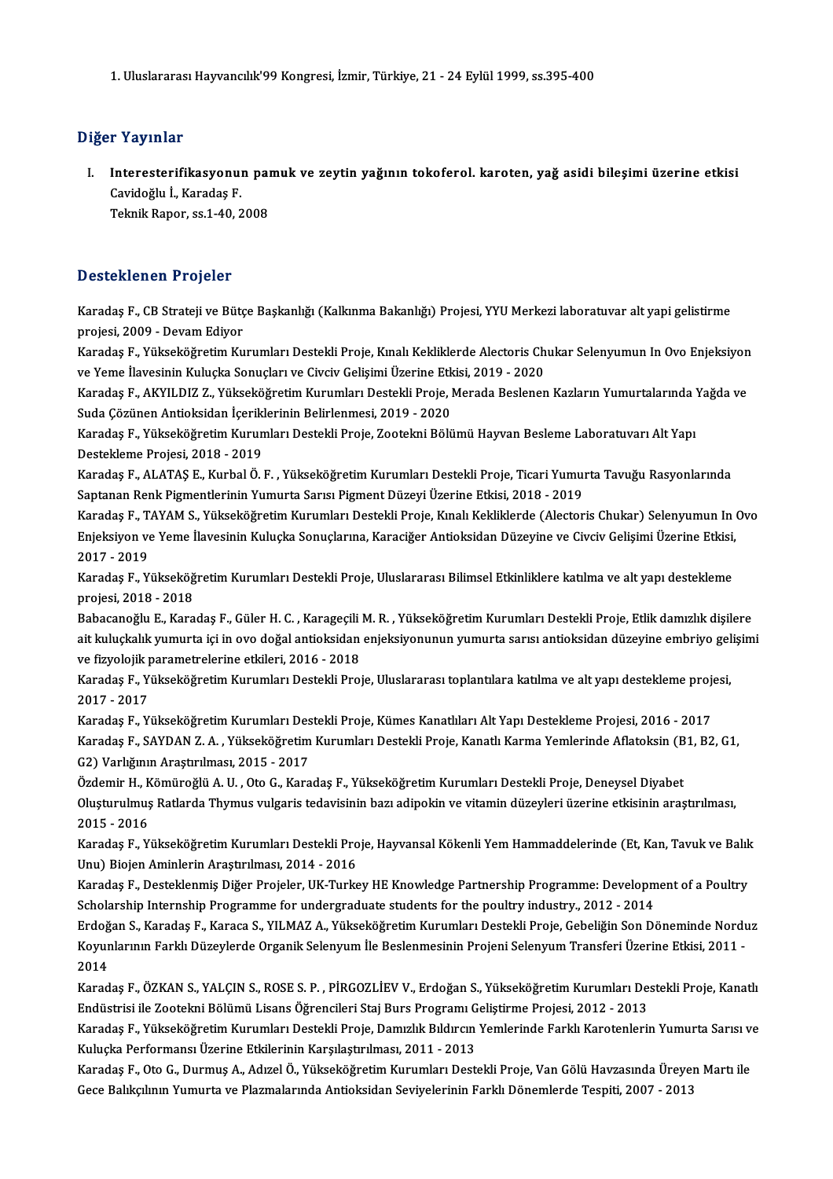1. Uluslararası Hayvancılık'99 Kongresi, İzmir, Türkiye, 21 - 24 Eylül 1999, ss.395-400

## Diğer Yayınlar

I. **Interesterifikasyonun pamuk ve zeytin yağının tokoferol. karoten, yağ asidi bileşimi üzerine etkisi**
   Cavidoğlu İ., Karadaş F.
   Teknik Rapor, ss.1-40, 2008

## Desteklenen Projeler

Karadaş F., CB Strateji ve Bütçe Başkanlığı (Kalkınma Bakanlığı) Projesi, YYU Merkezi laboratuvar alt yapi gelistirme projesi, 2009 - Devam Ediyor

Karadaş F., Yükseköğretim Kurumları Destekli Proje, Kınalı Kekliklerde Alectoris Chukar Selenyumun In Ovo Enjeksiyon ve Yeme İlavesinin Kuluçka Sonuçları ve Civciv Gelişimi Üzerine Etkisi, 2019 - 2020

Karadaş F., AKYILDIZ Z., Yükseköğretim Kurumları Destekli Proje, Merada Beslenen Kazların Yumurtalarında Yağda ve Suda Çözünen Antioksidan İçeriklerinin Belirlenmesi, 2019 - 2020

Karadaş F., Yükseköğretim Kurumları Destekli Proje, Zootekni Bölümü Hayvan Besleme Laboratuvarı Alt Yapı Destekleme Projesi, 2018 - 2019

Karadaş F., ALATAŞ E., Kurbal Ö. F. , Yükseköğretim Kurumları Destekli Proje, Ticari Yumurta Tavuğu Rasyonlarında Saptanan Renk Pigmentlerinin Yumurta Sarısı Pigment Düzeyi Üzerine Etkisi, 2018 - 2019

Karadaş F., TAYAM S., Yükseköğretim Kurumları Destekli Proje, Kınalı Kekliklerde (Alectoris Chukar) Selenyumun In Ovo Enjeksiyon ve Yeme İlavesinin Kuluçka Sonuçlarına, Karaciğer Antioksidan Düzeyine ve Civciv Gelişimi Üzerine Etkisi, 2017 - 2019

Karadaş F., Yükseköğretim Kurumları Destekli Proje, Uluslararası Bilimsel Etkinliklere katılma ve alt yapı destekleme projesi, 2018 - 2018

Babacanoğlu E., Karadaş F., Güler H. C. , Karageçili M. R. , Yükseköğretim Kurumları Destekli Proje, Etlik damızlık dişilere ait kuluçkalık yumurta içi in ovo doğal antioksidan enjeksiyonunun yumurta sarısı antioksidan düzeyine embriyo gelişimi ve fizyolojik parametrelerine etkileri, 2016 - 2018

Karadaş F., Yükseköğretim Kurumları Destekli Proje, Uluslararası toplantılara katılma ve alt yapı destekleme projesi, 2017 - 2017

Karadaş F., Yükseköğretim Kurumları Destekli Proje, Kümes Kanatlıları Alt Yapı Destekleme Projesi, 2016 - 2017

Karadaş F., SAYDAN Z. A. , Yükseköğretim Kurumları Destekli Proje, Kanatlı Karma Yemlerinde Aflatoksin (B1, B2, G1, G2) Varlığının Araştırılması, 2015 - 2017

Özdemir H., Kömüroğlü A. U. , Oto G., Karadaş F., Yükseköğretim Kurumları Destekli Proje, Deneysel Diyabet Oluşturulmuş Ratlarda Thymus vulgaris tedavisinin bazı adipokin ve vitamin düzeyleri üzerine etkisinin araştırılması, 2015 - 2016

Karadaş F., Yükseköğretim Kurumları Destekli Proje, Hayvansal Kökenli Yem Hammaddelerinde (Et, Kan, Tavuk ve Balık Unu) Biojen Aminlerin Araştırılması, 2014 - 2016

Karadaş F., Desteklenmiş Diğer Projeler, UK-Turkey HE Knowledge Partnership Programme: Development of a Poultry Scholarship Internship Programme for undergraduate students for the poultry industry., 2012 - 2014

Erdoğan S., Karadaş F., Karaca S., YILMAZ A., Yükseköğretim Kurumları Destekli Proje, Gebeliğin Son Döneminde Norduz Koyunlarının Farklı Düzeylerde Organik Selenyum İle Beslenmesinin Projeni Selenyum Transferi Üzerine Etkisi, 2011 - 2014

Karadaş F., ÖZKAN S., YALÇIN S., ROSE S. P. , PİRGOZLİEV V., Erdoğan S., Yükseköğretim Kurumları Destekli Proje, Kanatlı Endüstrisi ile Zootekni Bölümü Lisans Öğrencileri Staj Burs Programı Geliştirme Projesi, 2012 - 2013

Karadaş F., Yükseköğretim Kurumları Destekli Proje, Damızlık Bıldırcın Yemlerinde Farklı Karotenlerin Yumurta Sarısı ve Kuluçka Performansı Üzerine Etkilerinin Karşılaştırılması, 2011 - 2013

Karadaş F., Oto G., Durmuş A., Adızel Ö., Yükseköğretim Kurumları Destekli Proje, Van Gölü Havzasında Üreyen Martı ile Gece Balıkçılının Yumurta ve Plazmalarında Antioksidan Seviyelerinin Farklı Dönemlerde Tespiti, 2007 - 2013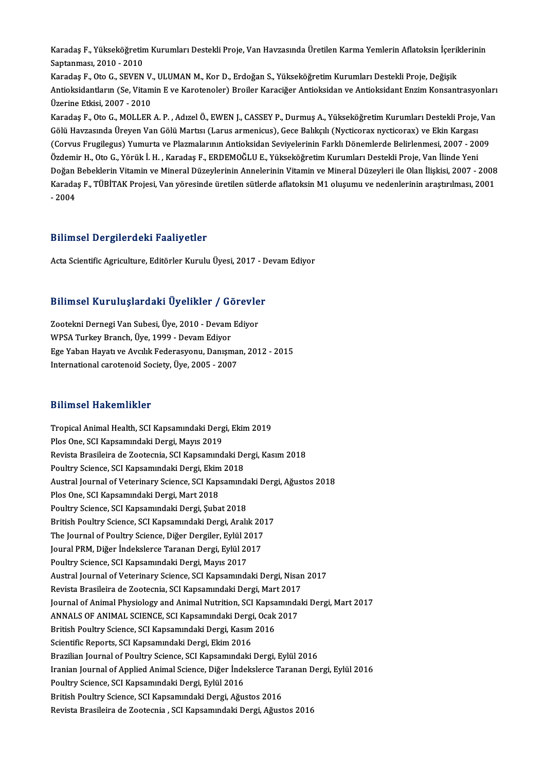Karadaş F., Yükseköğretim Kurumları Destekli Proje, Van Havzasında Üretilen Karma Yemlerin Aflatoksin İçeriklerinin Saptanması, 2010 - 2010

Karadaş F., Oto G., SEVEN V., ULUMAN M., Kor D., Erdoğan S., Yükseköğretim Kurumları Destekli Proje, Değişik Antioksidantların (Se, Vitamin E ve Karotenoler) Broiler Karaciğer Antioksidan ve Antioksidant Enzim Konsantrasyonları Üzerine Etkisi, 2007 - 2010

Karadaş F., Oto G., MOLLER A. P. , Adızel Ö., EWEN J., CASSEY P., Durmuş A., Yükseköğretim Kurumları Destekli Proje, Van Gölü Havzasında Üreyen Van Gölü Martısı (Larus armenicus), Gece Balıkçılı (Nycticorax nycticorax) ve Ekin Kargası (Corvus Frugilegus) Yumurta ve Plazmalarının Antioksidan Seviyelerinin Farklı Dönemlerde Belirlenmesi, 2007 - 2009

Özdemir H., Oto G., Yörük İ. H. , Karadaş F., ERDEMOĞLU E., Yükseköğretim Kurumları Destekli Proje, Van İlinde Yeni Doğan Bebeklerin Vitamin ve Mineral Düzeylerinin Annelerinin Vitamin ve Mineral Düzeyleri ile Olan İlişkisi, 2007 - 2008

Karadaş F., TÜBİTAK Projesi, Van yöresinde üretilen sütlerde aflatoksin M1 oluşumu ve nedenlerinin araştırılması, 2001 - 2004

## Bilimsel Dergilerdeki Faaliyetler

Acta Scientific Agriculture, Editörler Kurulu Üyesi, 2017 - Devam Ediyor

## Bilimsel Kuruluşlardaki Üyelikler / Görevler

Zootekni Dernegi Van Subesi, Üye, 2010 - Devam Ediyor
WPSA Turkey Branch, Üye, 1999 - Devam Ediyor
Ege Yaban Hayatı ve Avcılık Federasyonu, Danışman, 2012 - 2015
International carotenoid Society, Üye, 2005 - 2007

## Bilimsel Hakemlikler

Tropical Animal Health, SCI Kapsamındaki Dergi, Ekim 2019
Plos One, SCI Kapsamındaki Dergi, Mayıs 2019
Revista Brasileira de Zootecnia, SCI Kapsamındaki Dergi, Kasım 2018
Poultry Science, SCI Kapsamındaki Dergi, Ekim 2018
Austral Journal of Veterinary Science, SCI Kapsamındaki Dergi, Ağustos 2018
Plos One, SCI Kapsamındaki Dergi, Mart 2018
Poultry Science, SCI Kapsamındaki Dergi, Şubat 2018
British Poultry Science, SCI Kapsamındaki Dergi, Aralık 2017
The Journal of Poultry Science, Diğer Dergiler, Eylül 2017
Joural PRM, Diğer İndekslerce Taranan Dergi, Eylül 2017
Poultry Science, SCI Kapsamındaki Dergi, Mayıs 2017
Austral Journal of Veterinary Science, SCI Kapsamındaki Dergi, Nisan 2017
Revista Brasileira de Zootecnia, SCI Kapsamındaki Dergi, Mart 2017
Journal of Animal Physiology and Animal Nutrition, SCI Kapsamındaki Dergi, Mart 2017
ANNALS OF ANIMAL SCIENCE, SCI Kapsamındaki Dergi, Ocak 2017
British Poultry Science, SCI Kapsamındaki Dergi, Kasım 2016
Scientific Reports, SCI Kapsamındaki Dergi, Ekim 2016
Brazilian Journal of Poultry Science, SCI Kapsamındaki Dergi, Eylül 2016
Iranian Journal of Applied Animal Science, Diğer İndekslerce Taranan Dergi, Eylül 2016
Poultry Science, SCI Kapsamındaki Dergi, Eylül 2016
British Poultry Science, SCI Kapsamındaki Dergi, Ağustos 2016
Revista Brasileira de Zootecnia , SCI Kapsamındaki Dergi, Ağustos 2016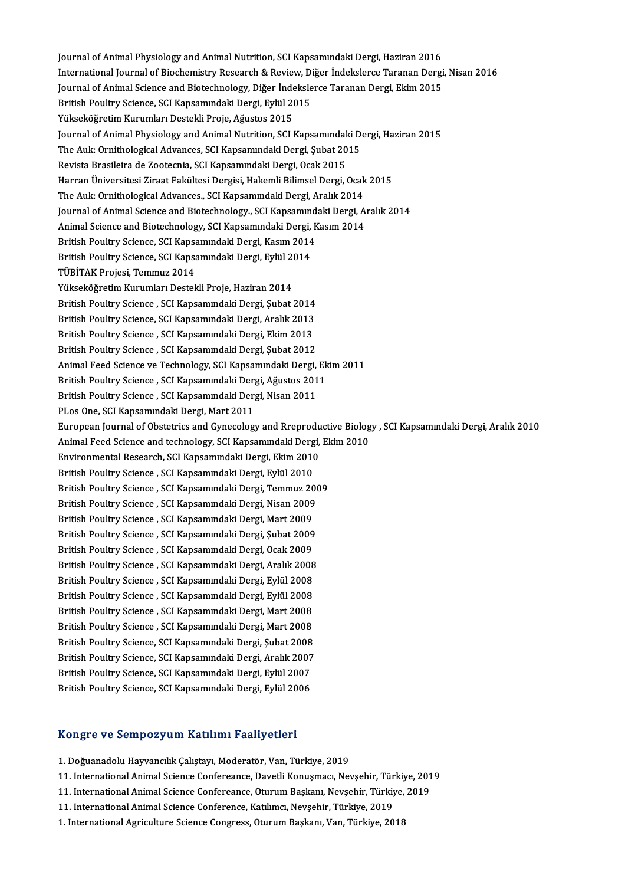Journal of Animal Physiology and Animal Nutrition, SCI Kapsamındaki Dergi, Haziran 2016
International Journal of Biochemistry Research & Review, Diğer İndekslerce Taranan Dergi, Nisan 2016
Journal of Animal Science and Biotechnology, Diğer İndekslerce Taranan Dergi, Ekim 2015
British Poultry Science, SCI Kapsamındaki Dergi, Eylül 2015
Yükseköğretim Kurumları Destekli Proje, Ağustos 2015
Journal of Animal Physiology and Animal Nutrition, SCI Kapsamındaki Dergi, Haziran 2015
The Auk: Ornithological Advances, SCI Kapsamındaki Dergi, Şubat 2015
Revista Brasileira de Zootecnia, SCI Kapsamındaki Dergi, Ocak 2015
Harran Üniversitesi Ziraat Fakültesi Dergisi, Hakemli Bilimsel Dergi, Ocak 2015
The Auk: Ornithological Advances., SCI Kapsamındaki Dergi, Aralık 2014
Journal of Animal Science and Biotechnology., SCI Kapsamındaki Dergi, Aralık 2014
Animal Science and Biotechnology, SCI Kapsamındaki Dergi, Kasım 2014
British Poultry Science, SCI Kapsamındaki Dergi, Kasım 2014
British Poultry Science, SCI Kapsamındaki Dergi, Eylül 2014
TÜBİTAK Projesi, Temmuz 2014
Yükseköğretim Kurumları Destekli Proje, Haziran 2014
British Poultry Science , SCI Kapsamındaki Dergi, Şubat 2014
British Poultry Science, SCI Kapsamındaki Dergi, Aralık 2013
British Poultry Science , SCI Kapsamındaki Dergi, Ekim 2013
British Poultry Science , SCI Kapsamındaki Dergi, Şubat 2012
Animal Feed Science ve Technology, SCI Kapsamındaki Dergi, Ekim 2011
British Poultry Science , SCI Kapsamındaki Dergi, Ağustos 2011
British Poultry Science , SCI Kapsamındaki Dergi, Nisan 2011
PLos One, SCI Kapsamındaki Dergi, Mart 2011
European Journal of Obstetrics and Gynecology and Rreproductive Biology , SCI Kapsamındaki Dergi, Aralık 2010
Animal Feed Science and technology, SCI Kapsamındaki Dergi, Ekim 2010
Environmental Research, SCI Kapsamındaki Dergi, Ekim 2010
British Poultry Science , SCI Kapsamındaki Dergi, Eylül 2010
British Poultry Science , SCI Kapsamındaki Dergi, Temmuz 2009
British Poultry Science , SCI Kapsamındaki Dergi, Nisan 2009
British Poultry Science , SCI Kapsamındaki Dergi, Mart 2009
British Poultry Science , SCI Kapsamındaki Dergi, Şubat 2009
British Poultry Science , SCI Kapsamındaki Dergi, Ocak 2009
British Poultry Science , SCI Kapsamındaki Dergi, Aralık 2008
British Poultry Science , SCI Kapsamındaki Dergi, Eylül 2008
British Poultry Science , SCI Kapsamındaki Dergi, Eylül 2008
British Poultry Science , SCI Kapsamındaki Dergi, Mart 2008
British Poultry Science , SCI Kapsamındaki Dergi, Mart 2008
British Poultry Science, SCI Kapsamındaki Dergi, Şubat 2008
British Poultry Science, SCI Kapsamındaki Dergi, Aralık 2007
British Poultry Science, SCI Kapsamındaki Dergi, Eylül 2007
British Poultry Science, SCI Kapsamındaki Dergi, Eylül 2006

## Kongre ve Sempozyum Katılımı Faaliyetleri

1. Doğuanadolu Hayvancılık Çalıştayı, Moderatör, Van, Türkiye, 2019
11. International Animal Science Confereance, Davetli Konuşmacı, Nevşehir, Türkiye, 2019
11. International Animal Science Confereance, Oturum Başkanı, Nevşehir, Türkiye, 2019
11. International Animal Science Conference, Katılımcı, Nevşehir, Türkiye, 2019
1. International Agriculture Science Congress, Oturum Başkanı, Van, Türkiye, 2018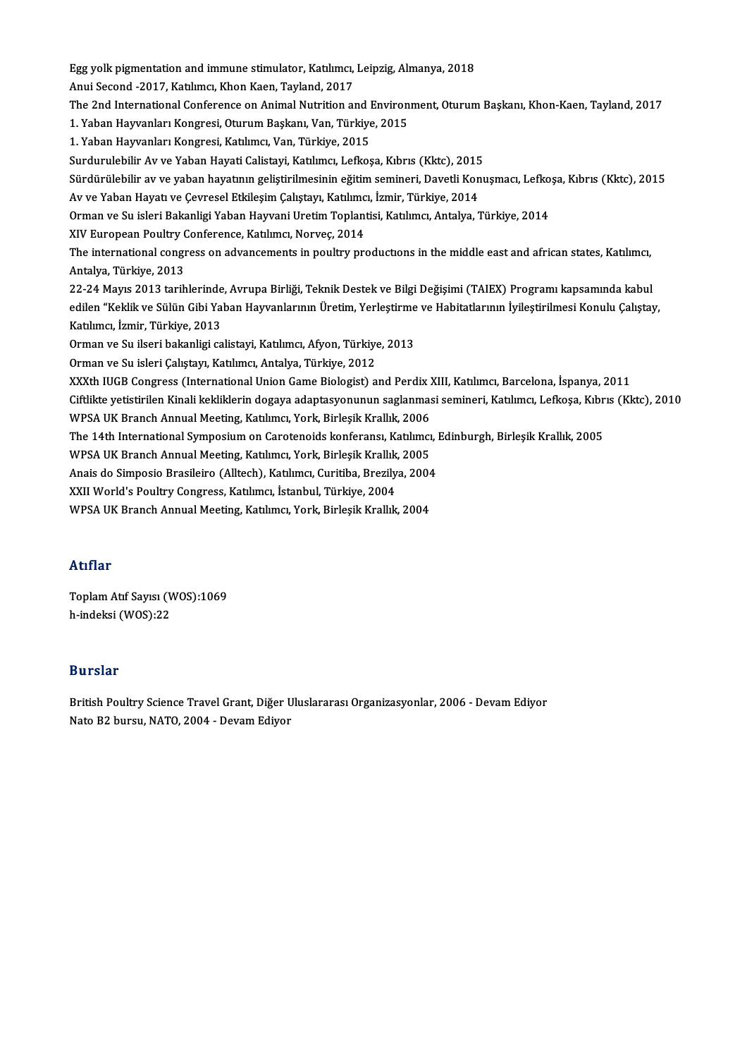Egg yolk pigmentation and immune stimulator, Katılımcı, Leipzig, Almanya, 2018
Anui Second -2017, Katılımcı, Khon Kaen, Tayland, 2017
The 2nd International Conference on Animal Nutrition and Environment, Oturum Başkanı, Khon-Kaen, Tayland, 2017
1. Yaban Hayvanları Kongresi, Oturum Başkanı, Van, Türkiye, 2015
1. Yaban Hayvanları Kongresi, Katılımcı, Van, Türkiye, 2015
Surdurulebilir Av ve Yaban Hayati Calistayi, Katılımcı, Lefkoşa, Kıbrıs (Kktc), 2015
Sürdürülebilir av ve yaban hayatının geliştirilmesinin eğitim semineri, Davetli Konuşmacı, Lefkoşa, Kıbrıs (Kktc), 2015
Av ve Yaban Hayatı ve Çevresel Etkileşim Çalıştayı, Katılımcı, İzmir, Türkiye, 2014
Orman ve Su isleri Bakanligi Yaban Hayvani Uretim Toplantisi, Katılımcı, Antalya, Türkiye, 2014
XIV European Poultry Conference, Katılımcı, Norveç, 2014
The international congress on advancements in poultry productıons in the middle east and african states, Katılımcı, Antalya, Türkiye, 2013
22-24 Mayıs 2013 tarihlerinde, Avrupa Birliği, Teknik Destek ve Bilgi Değişimi (TAIEX) Programı kapsamında kabul edilen "Keklik ve Sülün Gibi Yaban Hayvanlarının Üretim, Yerleştirme ve Habitatlarının İyileştirilmesi Konulu Çalıştay, Katılımcı, İzmir, Türkiye, 2013
Orman ve Su ilseri bakanligi calistayi, Katılımcı, Afyon, Türkiye, 2013
Orman ve Su isleri Çalıştayı, Katılımcı, Antalya, Türkiye, 2012
XXXth IUGB Congress (International Union Game Biologist) and Perdix XIII, Katılımcı, Barcelona, İspanya, 2011
Ciftlikte yetistirilen Kinali kekliklerin dogaya adaptasyonunun saglanmasi semineri, Katılımcı, Lefkoşa, Kıbrıs (Kktc), 2010
WPSA UK Branch Annual Meeting, Katılımcı, York, Birleşik Krallık, 2006
The 14th International Symposium on Carotenoids konferansı, Katılımcı, Edinburgh, Birleşik Krallık, 2005
WPSA UK Branch Annual Meeting, Katılımcı, York, Birleşik Krallık, 2005
Anais do Simposio Brasileiro (Alltech), Katılımcı, Curitiba, Brezilya, 2004
XXII World's Poultry Congress, Katılımcı, İstanbul, Türkiye, 2004
WPSA UK Branch Annual Meeting, Katılımcı, York, Birleşik Krallık, 2004

## Atıflar

Toplam Atıf Sayısı (WOS):1069
h-indeksi (WOS):22

## Burslar

British Poultry Science Travel Grant, Diğer Uluslararası Organizasyonlar, 2006 - Devam Ediyor
Nato B2 bursu, NATO, 2004 - Devam Ediyor